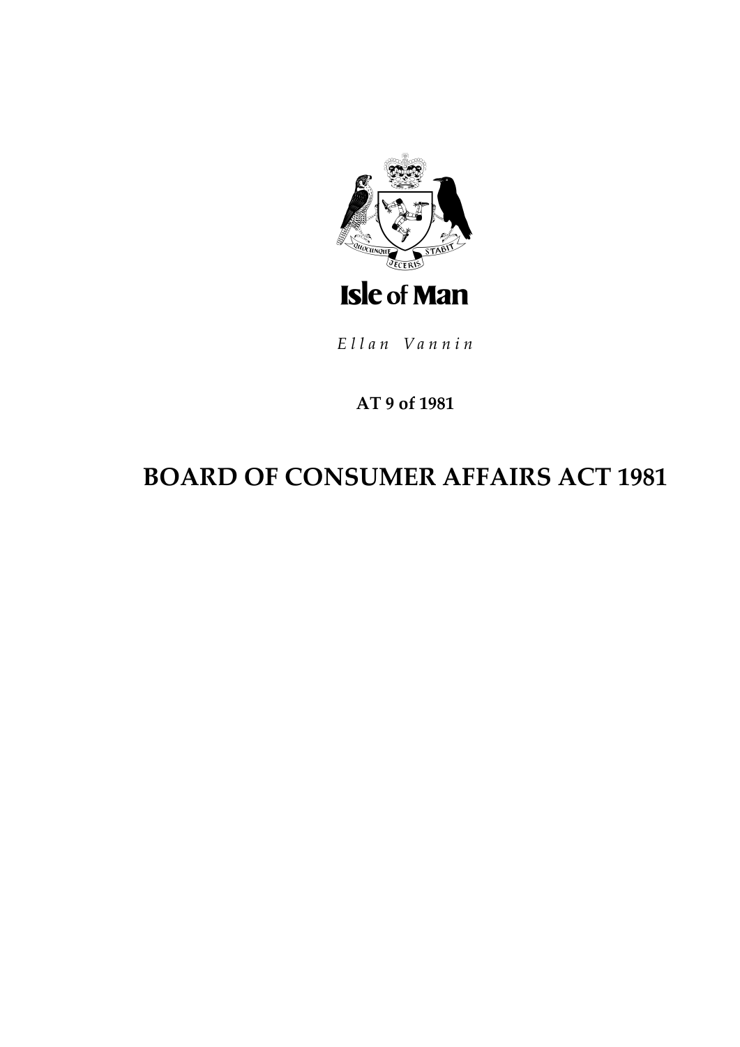Isle of Man

*Ellan Vannin*

**AT 9 of 1981**

# BOARD OF CONSUMER AFFAIRS ACT 1981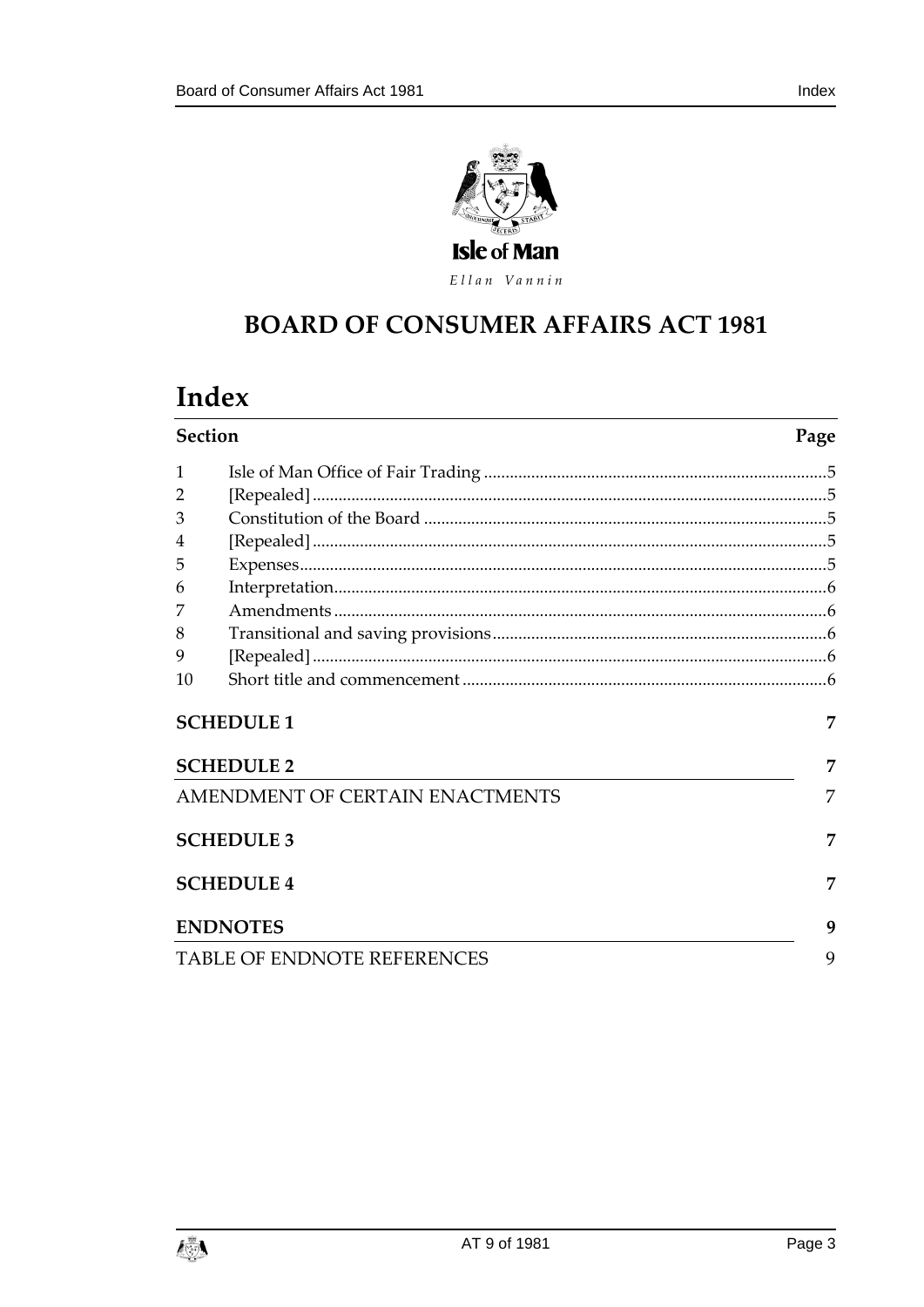Isle of Man

Ellan Vannin

# BOARD OF CONSUMER AFFAIRS ACT 1981

# Index

| Section | | Page |
|---|---|---|
| 1 | Isle of Man Office of Fair Trading | 5 |
| 2 | [Repealed] | 5 |
| 3 | Constitution of the Board | 5 |
| 4 | [Repealed] | 5 |
| 5 | Expenses | 5 |
| 6 | Interpretation | 6 |
| 7 | Amendments | 6 |
| 8 | Transitional and saving provisions | 6 |
| 9 | [Repealed] | 6 |
| 10 | Short title and commencement | 6 |

**SCHEDULE 1** — 7

**SCHEDULE 2** — 7

AMENDMENT OF CERTAIN ENACTMENTS — 7

**SCHEDULE 3** — 7

**SCHEDULE 4** — 7

**ENDNOTES** — 9

TABLE OF ENDNOTE REFERENCES — 9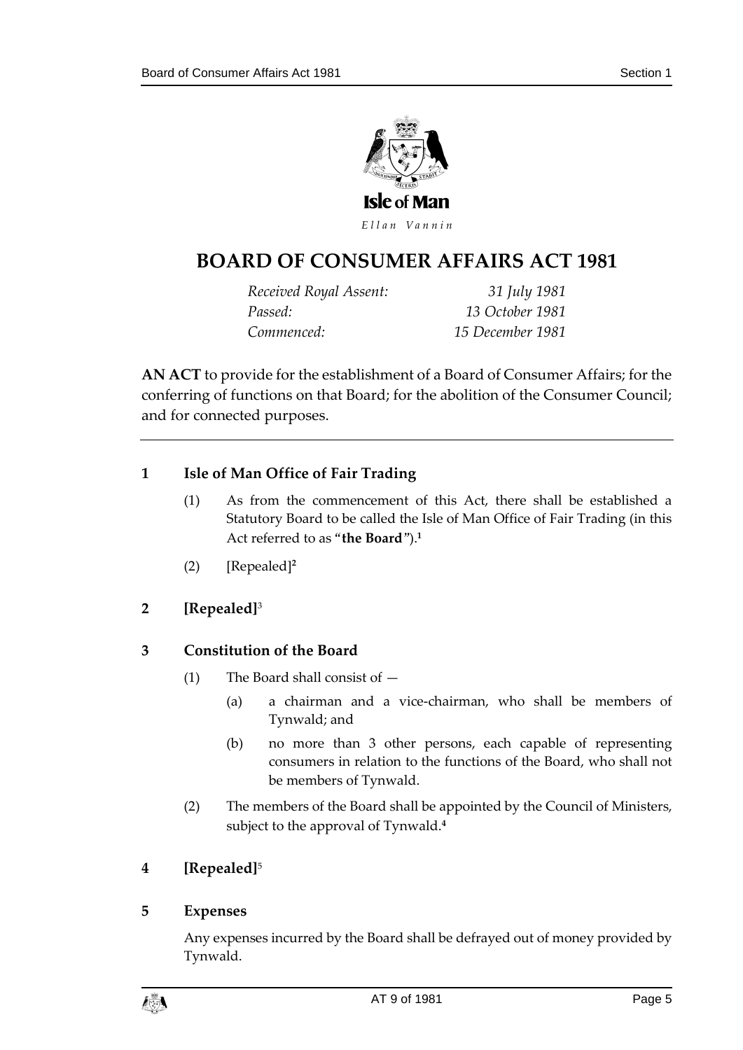Isle of Man

*Ellan Vannin*

# BOARD OF CONSUMER AFFAIRS ACT 1981

*Received Royal Assent:* 31 July 1981
*Passed:* 13 October 1981
*Commenced:* 15 December 1981

**AN ACT** to provide for the establishment of a Board of Consumer Affairs; for the conferring of functions on that Board; for the abolition of the Consumer Council; and for connected purposes.

---

## 1 Isle of Man Office of Fair Trading

(1) As from the commencement of this Act, there shall be established a Statutory Board to be called the Isle of Man Office of Fair Trading (in this Act referred to as "**the Board**").[1]

(2) [Repealed][2]

## 2 [Repealed][3]

## 3 Constitution of the Board

(1) The Board shall consist of —

(a) a chairman and a vice-chairman, who shall be members of Tynwald; and

(b) no more than 3 other persons, each capable of representing consumers in relation to the functions of the Board, who shall not be members of Tynwald.

(2) The members of the Board shall be appointed by the Council of Ministers, subject to the approval of Tynwald.[4]

## 4 [Repealed][5]

## 5 Expenses

Any expenses incurred by the Board shall be defrayed out of money provided by Tynwald.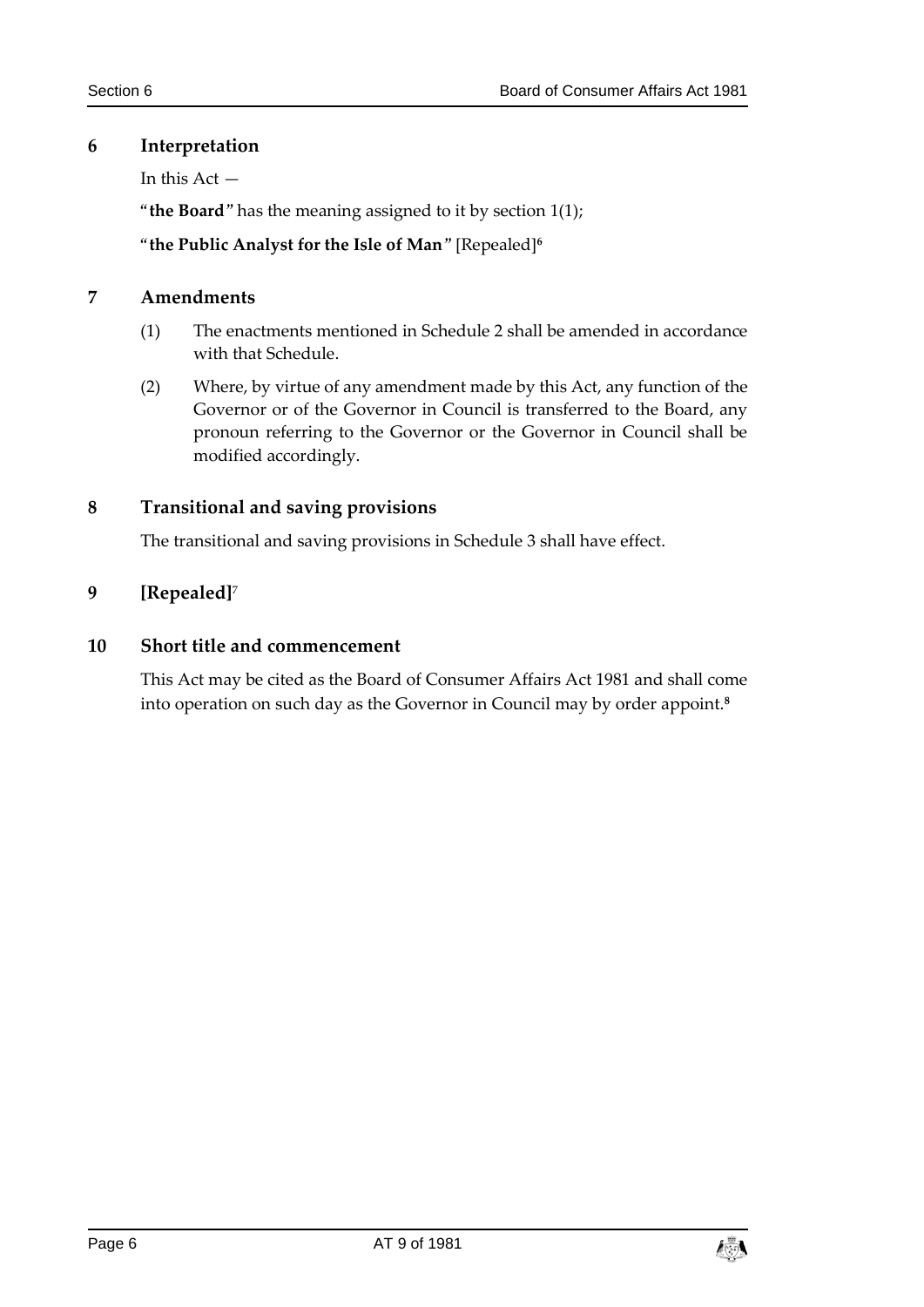## 6 Interpretation

In this Act —

"**the Board**" has the meaning assigned to it by section 1(1);

"**the Public Analyst for the Isle of Man**" [Repealed][6]

## 7 Amendments

(1) The enactments mentioned in Schedule 2 shall be amended in accordance with that Schedule.

(2) Where, by virtue of any amendment made by this Act, any function of the Governor or of the Governor in Council is transferred to the Board, any pronoun referring to the Governor or the Governor in Council shall be modified accordingly.

## 8 Transitional and saving provisions

The transitional and saving provisions in Schedule 3 shall have effect.

## 9 [Repealed][7]

## 10 Short title and commencement

This Act may be cited as the Board of Consumer Affairs Act 1981 and shall come into operation on such day as the Governor in Council may by order appoint.[8]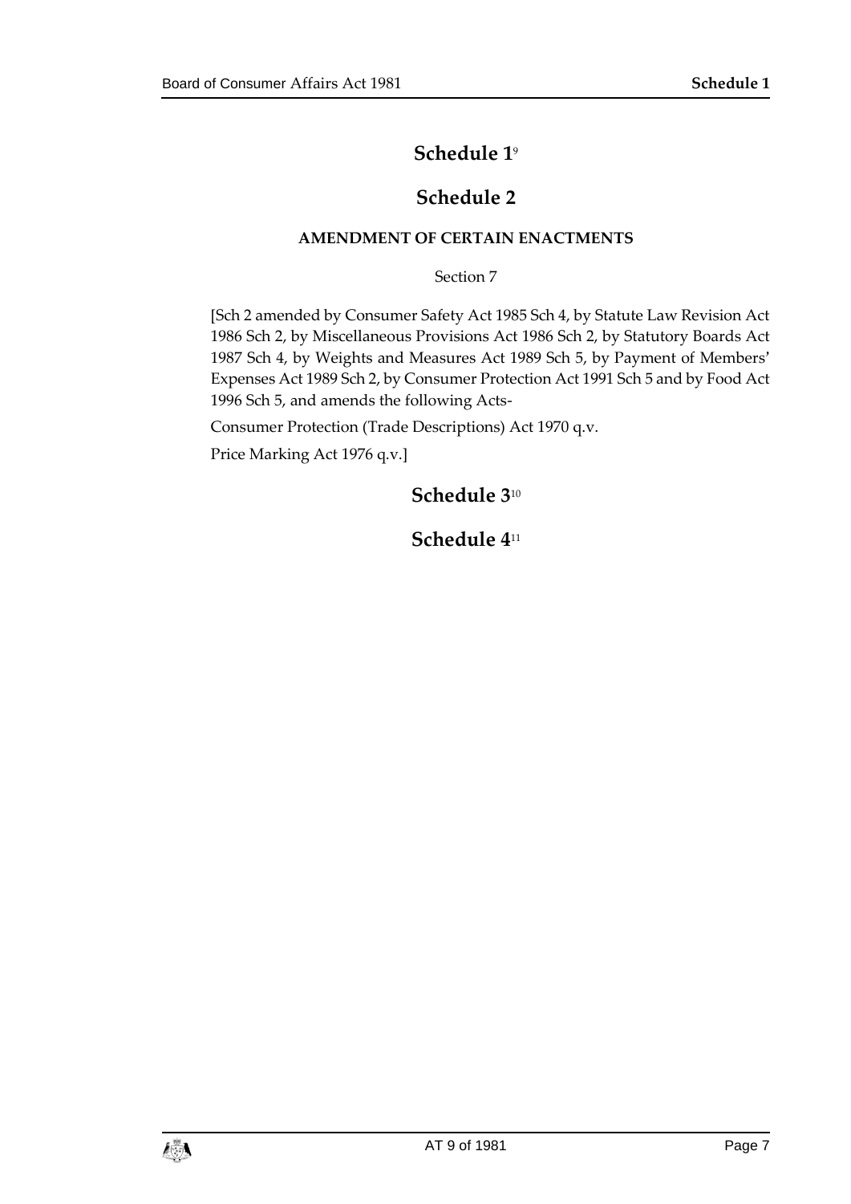# Schedule 1[9]

# Schedule 2

### AMENDMENT OF CERTAIN ENACTMENTS

Section 7

[Sch 2 amended by Consumer Safety Act 1985 Sch 4, by Statute Law Revision Act 1986 Sch 2, by Miscellaneous Provisions Act 1986 Sch 2, by Statutory Boards Act 1987 Sch 4, by Weights and Measures Act 1989 Sch 5, by Payment of Members' Expenses Act 1989 Sch 2, by Consumer Protection Act 1991 Sch 5 and by Food Act 1996 Sch 5, and amends the following Acts-

Consumer Protection (Trade Descriptions) Act 1970 q.v.

Price Marking Act 1976 q.v.]

# Schedule 3[10]

# Schedule 4[11]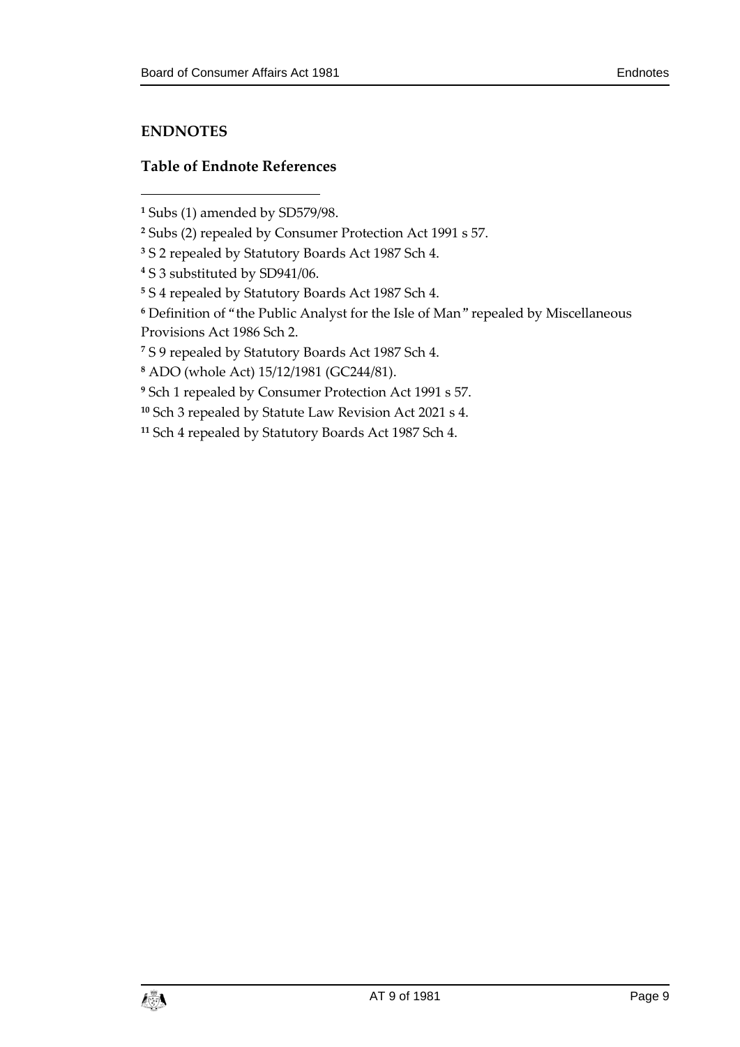## ENDNOTES

### Table of Endnote References

[1] Subs (1) amended by SD579/98.

[2] Subs (2) repealed by Consumer Protection Act 1991 s 57.

[3] S 2 repealed by Statutory Boards Act 1987 Sch 4.

[4] S 3 substituted by SD941/06.

[5] S 4 repealed by Statutory Boards Act 1987 Sch 4.

[6] Definition of "the Public Analyst for the Isle of Man" repealed by Miscellaneous Provisions Act 1986 Sch 2.

[7] S 9 repealed by Statutory Boards Act 1987 Sch 4.

[8] ADO (whole Act) 15/12/1981 (GC244/81).

[9] Sch 1 repealed by Consumer Protection Act 1991 s 57.

[10] Sch 3 repealed by Statute Law Revision Act 2021 s 4.

[11] Sch 4 repealed by Statutory Boards Act 1987 Sch 4.